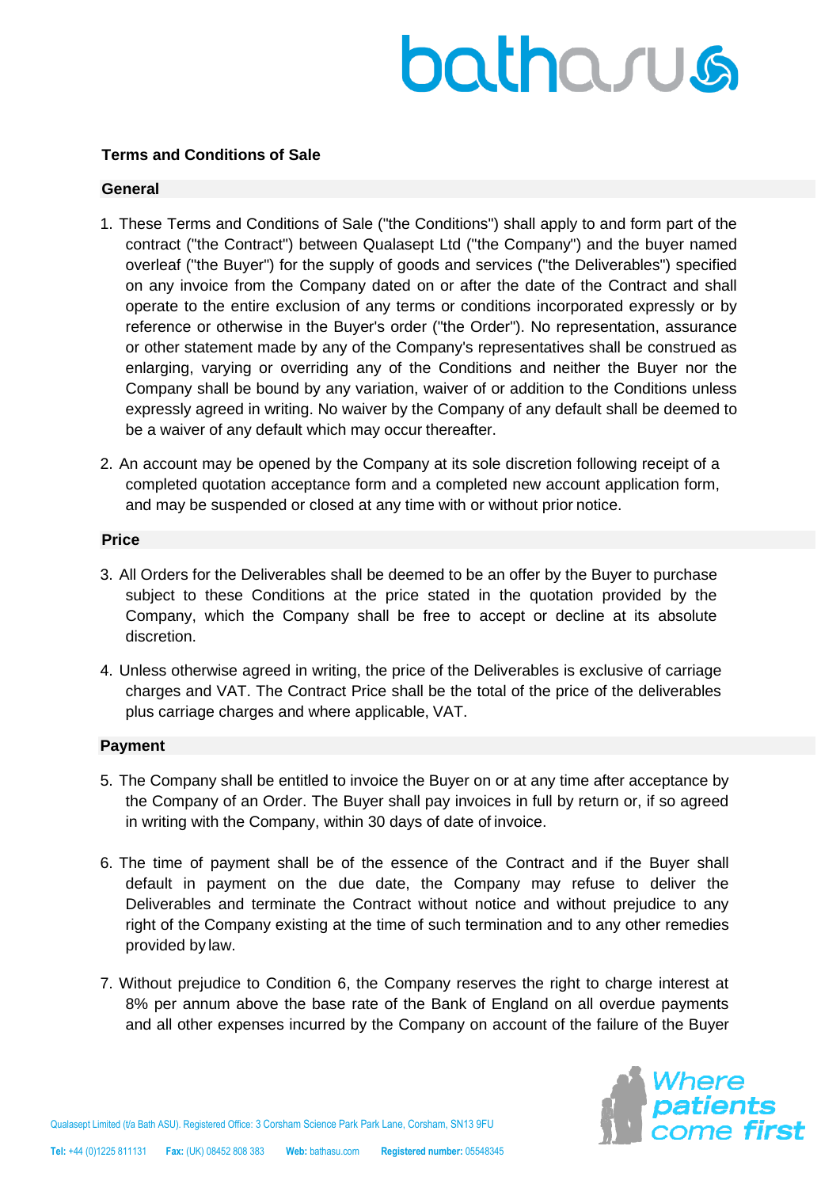## Terms and Conditions of Sale

### General

1. These Terms and Conditions of Sale ("the Conditions") shall apply to and form part of the contract ("the Contract") between Qualasept Ltd ("the Company") and the buyer named overleaf ("the Buyer") for the supply of goods and services ("the Deliverables") specified on any invoice from the Company dated on or after the date of the Contract and shall operate to the entire exclusion of any terms or conditions incorporated expressly or by reference or otherwise in the Buyer's order ("the Order"). No representation, assurance or other statement made by any of the Company's representatives shall be construed as enlarging, varying or overriding any of the Conditions and neither the Buyer nor the Company shall be bound by any variation, waiver of or addition to the Conditions unless expressly agreed in writing. No waiver by the Company of any default shall be deemed to be a waiver of any default which may occur thereafter.

2. An account may be opened by the Company at its sole discretion following receipt of a completed quotation acceptance form and a completed new account application form, and may be suspended or closed at any time with or without prior notice.

### Price

3. All Orders for the Deliverables shall be deemed to be an offer by the Buyer to purchase subject to these Conditions at the price stated in the quotation provided by the Company, which the Company shall be free to accept or decline at its absolute discretion.

4. Unless otherwise agreed in writing, the price of the Deliverables is exclusive of carriage charges and VAT. The Contract Price shall be the total of the price of the deliverables plus carriage charges and where applicable, VAT.

### Payment

5. The Company shall be entitled to invoice the Buyer on or at any time after acceptance by the Company of an Order. The Buyer shall pay invoices in full by return or, if so agreed in writing with the Company, within 30 days of date of invoice.

6. The time of payment shall be of the essence of the Contract and if the Buyer shall default in payment on the due date, the Company may refuse to deliver the Deliverables and terminate the Contract without notice and without prejudice to any right of the Company existing at the time of such termination and to any other remedies provided by law.

7. Without prejudice to Condition 6, the Company reserves the right to charge interest at 8% per annum above the base rate of the Bank of England on all overdue payments and all other expenses incurred by the Company on account of the failure of the Buyer

Qualasept Limited (t/a Bath ASU). Registered Office: 3 Corsham Science Park Park Lane, Corsham, SN13 9FU

**Tel:** +44 (0)1225 811131 **Fax:** (UK) 08452 808 383 **Web:** bathasu.com **Registered number:** 05548345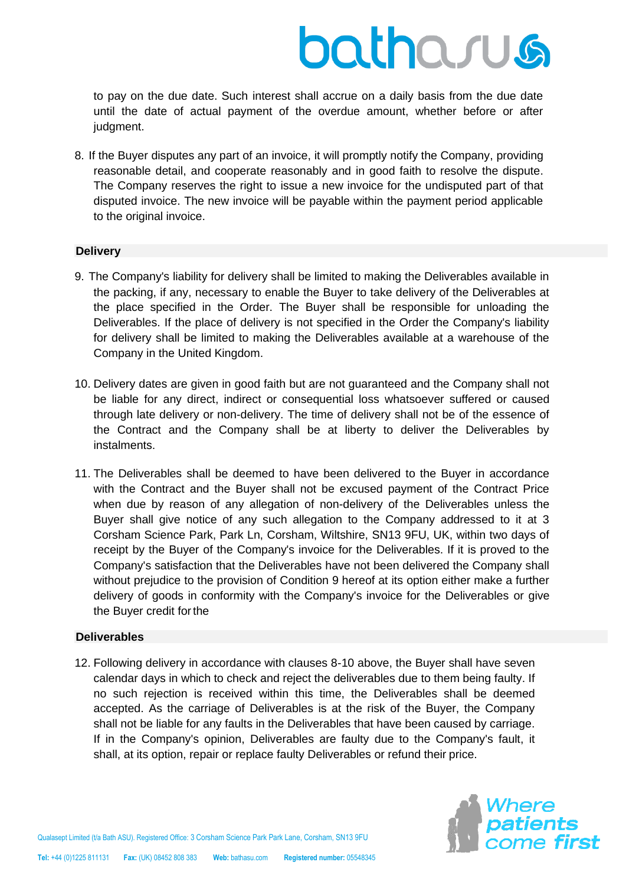to pay on the due date. Such interest shall accrue on a daily basis from the due date until the date of actual payment of the overdue amount, whether before or after judgment.

8. If the Buyer disputes any part of an invoice, it will promptly notify the Company, providing reasonable detail, and cooperate reasonably and in good faith to resolve the dispute. The Company reserves the right to issue a new invoice for the undisputed part of that disputed invoice. The new invoice will be payable within the payment period applicable to the original invoice.

## Delivery

9. The Company's liability for delivery shall be limited to making the Deliverables available in the packing, if any, necessary to enable the Buyer to take delivery of the Deliverables at the place specified in the Order. The Buyer shall be responsible for unloading the Deliverables. If the place of delivery is not specified in the Order the Company's liability for delivery shall be limited to making the Deliverables available at a warehouse of the Company in the United Kingdom.

10. Delivery dates are given in good faith but are not guaranteed and the Company shall not be liable for any direct, indirect or consequential loss whatsoever suffered or caused through late delivery or non-delivery. The time of delivery shall not be of the essence of the Contract and the Company shall be at liberty to deliver the Deliverables by instalments.

11. The Deliverables shall be deemed to have been delivered to the Buyer in accordance with the Contract and the Buyer shall not be excused payment of the Contract Price when due by reason of any allegation of non-delivery of the Deliverables unless the Buyer shall give notice of any such allegation to the Company addressed to it at 3 Corsham Science Park, Park Ln, Corsham, Wiltshire, SN13 9FU, UK, within two days of receipt by the Buyer of the Company's invoice for the Deliverables. If it is proved to the Company's satisfaction that the Deliverables have not been delivered the Company shall without prejudice to the provision of Condition 9 hereof at its option either make a further delivery of goods in conformity with the Company's invoice for the Deliverables or give the Buyer credit for the

## Deliverables

12. Following delivery in accordance with clauses 8-10 above, the Buyer shall have seven calendar days in which to check and reject the deliverables due to them being faulty. If no such rejection is received within this time, the Deliverables shall be deemed accepted. As the carriage of Deliverables is at the risk of the Buyer, the Company shall not be liable for any faults in the Deliverables that have been caused by carriage. If in the Company's opinion, Deliverables are faulty due to the Company's fault, it shall, at its option, repair or replace faulty Deliverables or refund their price.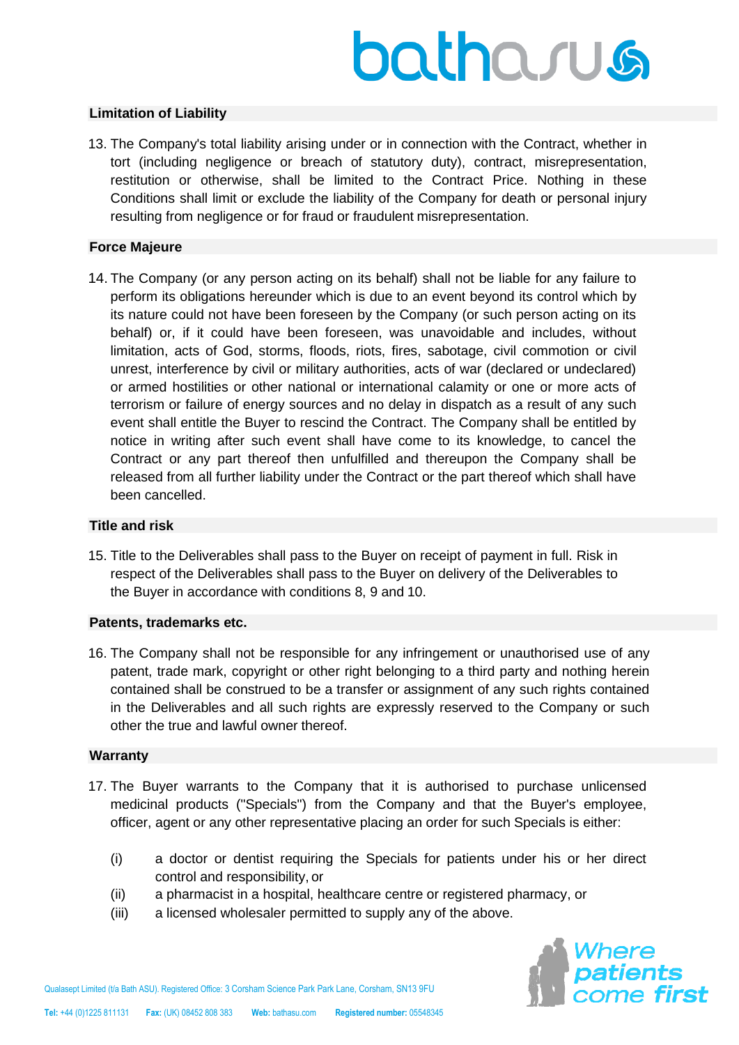## Limitation of Liability

13. The Company's total liability arising under or in connection with the Contract, whether in tort (including negligence or breach of statutory duty), contract, misrepresentation, restitution or otherwise, shall be limited to the Contract Price. Nothing in these Conditions shall limit or exclude the liability of the Company for death or personal injury resulting from negligence or for fraud or fraudulent misrepresentation.

## Force Majeure

14. The Company (or any person acting on its behalf) shall not be liable for any failure to perform its obligations hereunder which is due to an event beyond its control which by its nature could not have been foreseen by the Company (or such person acting on its behalf) or, if it could have been foreseen, was unavoidable and includes, without limitation, acts of God, storms, floods, riots, fires, sabotage, civil commotion or civil unrest, interference by civil or military authorities, acts of war (declared or undeclared) or armed hostilities or other national or international calamity or one or more acts of terrorism or failure of energy sources and no delay in dispatch as a result of any such event shall entitle the Buyer to rescind the Contract. The Company shall be entitled by notice in writing after such event shall have come to its knowledge, to cancel the Contract or any part thereof then unfulfilled and thereupon the Company shall be released from all further liability under the Contract or the part thereof which shall have been cancelled.

## Title and risk

15. Title to the Deliverables shall pass to the Buyer on receipt of payment in full. Risk in respect of the Deliverables shall pass to the Buyer on delivery of the Deliverables to the Buyer in accordance with conditions 8, 9 and 10.

## Patents, trademarks etc.

16. The Company shall not be responsible for any infringement or unauthorised use of any patent, trade mark, copyright or other right belonging to a third party and nothing herein contained shall be construed to be a transfer or assignment of any such rights contained in the Deliverables and all such rights are expressly reserved to the Company or such other the true and lawful owner thereof.

## Warranty

17. The Buyer warrants to the Company that it is authorised to purchase unlicensed medicinal products ("Specials") from the Company and that the Buyer's employee, officer, agent or any other representative placing an order for such Specials is either:

    (i) a doctor or dentist requiring the Specials for patients under his or her direct control and responsibility, or
    (ii) a pharmacist in a hospital, healthcare centre or registered pharmacy, or
    (iii) a licensed wholesaler permitted to supply any of the above.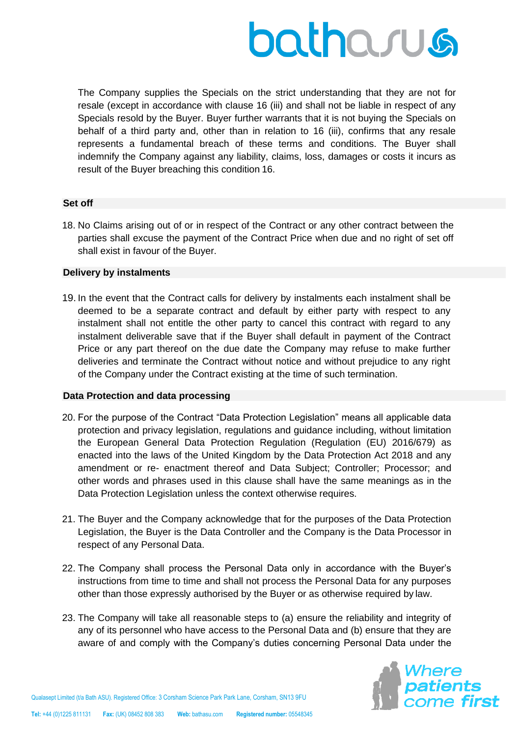The Company supplies the Specials on the strict understanding that they are not for resale (except in accordance with clause 16 (iii) and shall not be liable in respect of any Specials resold by the Buyer. Buyer further warrants that it is not buying the Specials on behalf of a third party and, other than in relation to 16 (iii), confirms that any resale represents a fundamental breach of these terms and conditions. The Buyer shall indemnify the Company against any liability, claims, loss, damages or costs it incurs as result of the Buyer breaching this condition 16.

**Set off**

18. No Claims arising out of or in respect of the Contract or any other contract between the parties shall excuse the payment of the Contract Price when due and no right of set off shall exist in favour of the Buyer.

**Delivery by instalments**

19. In the event that the Contract calls for delivery by instalments each instalment shall be deemed to be a separate contract and default by either party with respect to any instalment shall not entitle the other party to cancel this contract with regard to any instalment deliverable save that if the Buyer shall default in payment of the Contract Price or any part thereof on the due date the Company may refuse to make further deliveries and terminate the Contract without notice and without prejudice to any right of the Company under the Contract existing at the time of such termination.

**Data Protection and data processing**

20. For the purpose of the Contract "Data Protection Legislation" means all applicable data protection and privacy legislation, regulations and guidance including, without limitation the European General Data Protection Regulation (Regulation (EU) 2016/679) as enacted into the laws of the United Kingdom by the Data Protection Act 2018 and any amendment or re- enactment thereof and Data Subject; Controller; Processor; and other words and phrases used in this clause shall have the same meanings as in the Data Protection Legislation unless the context otherwise requires.

21. The Buyer and the Company acknowledge that for the purposes of the Data Protection Legislation, the Buyer is the Data Controller and the Company is the Data Processor in respect of any Personal Data.

22. The Company shall process the Personal Data only in accordance with the Buyer's instructions from time to time and shall not process the Personal Data for any purposes other than those expressly authorised by the Buyer or as otherwise required by law.

23. The Company will take all reasonable steps to (a) ensure the reliability and integrity of any of its personnel who have access to the Personal Data and (b) ensure that they are aware of and comply with the Company's duties concerning Personal Data under the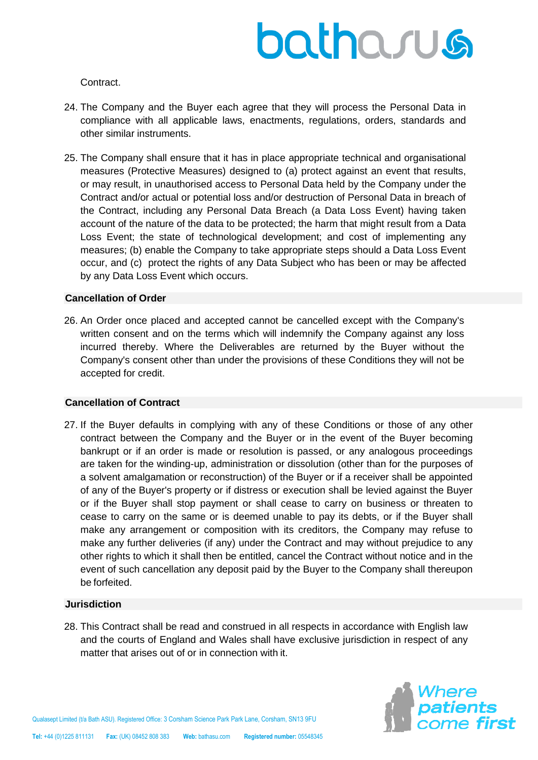Contract.

24. The Company and the Buyer each agree that they will process the Personal Data in compliance with all applicable laws, enactments, regulations, orders, standards and other similar instruments.

25. The Company shall ensure that it has in place appropriate technical and organisational measures (Protective Measures) designed to (a) protect against an event that results, or may result, in unauthorised access to Personal Data held by the Company under the Contract and/or actual or potential loss and/or destruction of Personal Data in breach of the Contract, including any Personal Data Breach (a Data Loss Event) having taken account of the nature of the data to be protected; the harm that might result from a Data Loss Event; the state of technological development; and cost of implementing any measures; (b) enable the Company to take appropriate steps should a Data Loss Event occur, and (c) protect the rights of any Data Subject who has been or may be affected by any Data Loss Event which occurs.

**Cancellation of Order**

26. An Order once placed and accepted cannot be cancelled except with the Company's written consent and on the terms which will indemnify the Company against any loss incurred thereby. Where the Deliverables are returned by the Buyer without the Company's consent other than under the provisions of these Conditions they will not be accepted for credit.

**Cancellation of Contract**

27. If the Buyer defaults in complying with any of these Conditions or those of any other contract between the Company and the Buyer or in the event of the Buyer becoming bankrupt or if an order is made or resolution is passed, or any analogous proceedings are taken for the winding-up, administration or dissolution (other than for the purposes of a solvent amalgamation or reconstruction) of the Buyer or if a receiver shall be appointed of any of the Buyer's property or if distress or execution shall be levied against the Buyer or if the Buyer shall stop payment or shall cease to carry on business or threaten to cease to carry on the same or is deemed unable to pay its debts, or if the Buyer shall make any arrangement or composition with its creditors, the Company may refuse to make any further deliveries (if any) under the Contract and may without prejudice to any other rights to which it shall then be entitled, cancel the Contract without notice and in the event of such cancellation any deposit paid by the Buyer to the Company shall thereupon be forfeited.

**Jurisdiction**

28. This Contract shall be read and construed in all respects in accordance with English law and the courts of England and Wales shall have exclusive jurisdiction in respect of any matter that arises out of or in connection with it.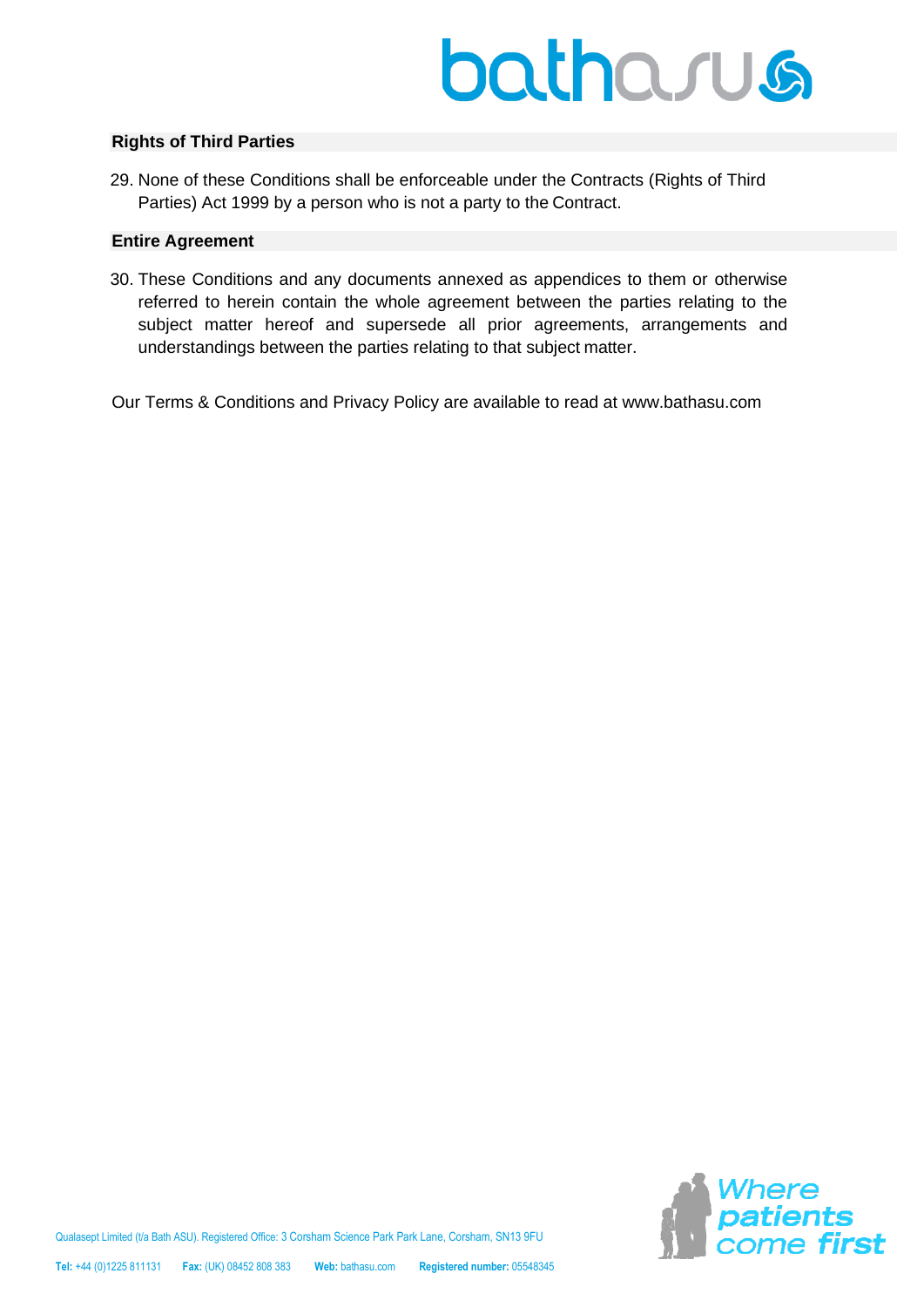## Rights of Third Parties

29. None of these Conditions shall be enforceable under the Contracts (Rights of Third Parties) Act 1999 by a person who is not a party to the Contract.

## Entire Agreement

30. These Conditions and any documents annexed as appendices to them or otherwise referred to herein contain the whole agreement between the parties relating to the subject matter hereof and supersede all prior agreements, arrangements and understandings between the parties relating to that subject matter.

Our Terms & Conditions and Privacy Policy are available to read at www.bathasu.com